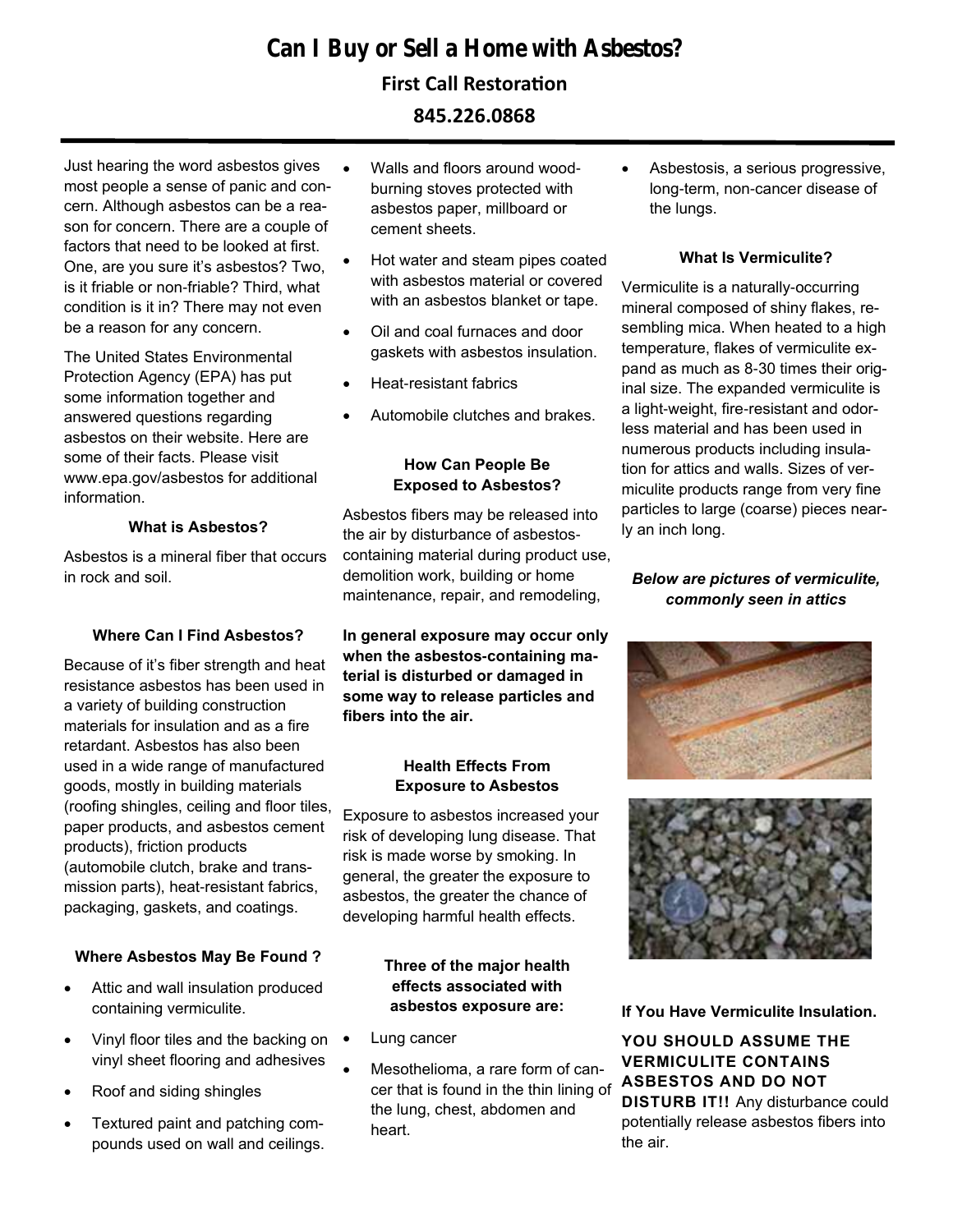# Can I Buy or Sell a Home with Asbestos?

**First Call Restoration**

**845.226.0868**

Just hearing the word asbestos gives most people a sense of panic and concern. Although asbestos can be a reason for concern. There are a couple of factors that need to be looked at first. One, are you sure it's asbestos? Two, is it friable or non-friable? Third, what condition is it in? There may not even be a reason for any concern.

The United States Environmental Protection Agency (EPA) has put some information together and answered questions regarding asbestos on their website. Here are some of their facts. Please visit www.epa.gov/asbestos for additional information.

### What is Asbestos?

Asbestos is a mineral fiber that occurs in rock and soil.

### Where Can I Find Asbestos?

Because of it's fiber strength and heat resistance asbestos has been used in a variety of building construction materials for insulation and as a fire retardant. Asbestos has also been used in a wide range of manufactured goods, mostly in building materials (roofing shingles, ceiling and floor tiles, paper products, and asbestos cement products), friction products (automobile clutch, brake and transmission parts), heat-resistant fabrics, packaging, gaskets, and coatings.

### Where Asbestos May Be Found ?

- Attic and wall insulation produced containing vermiculite.
- Vinyl floor tiles and the backing on vinyl sheet flooring and adhesives
- Roof and siding shingles
- Textured paint and patching compounds used on wall and ceilings.
- Walls and floors around wood-burning stoves protected with asbestos paper, millboard or cement sheets.
- Hot water and steam pipes coated with asbestos material or covered with an asbestos blanket or tape.
- Oil and coal furnaces and door gaskets with asbestos insulation.
- Heat-resistant fabrics
- Automobile clutches and brakes.

### How Can People Be Exposed to Asbestos?

Asbestos fibers may be released into the air by disturbance of asbestos-containing material during product use, demolition work, building or home maintenance, repair, and remodeling,

**In general exposure may occur only when the asbestos-containing material is disturbed or damaged in some way to release particles and fibers into the air.**

### Health Effects From Exposure to Asbestos

Exposure to asbestos increased your risk of developing lung disease. That risk is made worse by smoking. In general, the greater the exposure to asbestos, the greater the chance of developing harmful health effects.

### Three of the major health effects associated with asbestos exposure are:

- Lung cancer
- Mesothelioma, a rare form of cancer that is found in the thin lining of the lung, chest, abdomen and heart.
- Asbestosis, a serious progressive, long-term, non-cancer disease of the lungs.

### What Is Vermiculite?

Vermiculite is a naturally-occurring mineral composed of shiny flakes, resembling mica. When heated to a high temperature, flakes of vermiculite expand as much as 8-30 times their original size. The expanded vermiculite is a light-weight, fire-resistant and odorless material and has been used in numerous products including insulation for attics and walls. Sizes of vermiculite products range from very fine particles to large (coarse) pieces nearly an inch long.

***Below are pictures of vermiculite, commonly seen in attics***

**If You Have Vermiculite Insulation.**

**YOU SHOULD ASSUME THE VERMICULITE CONTAINS ASBESTOS AND DO NOT DISTURB IT!!** Any disturbance could potentially release asbestos fibers into the air.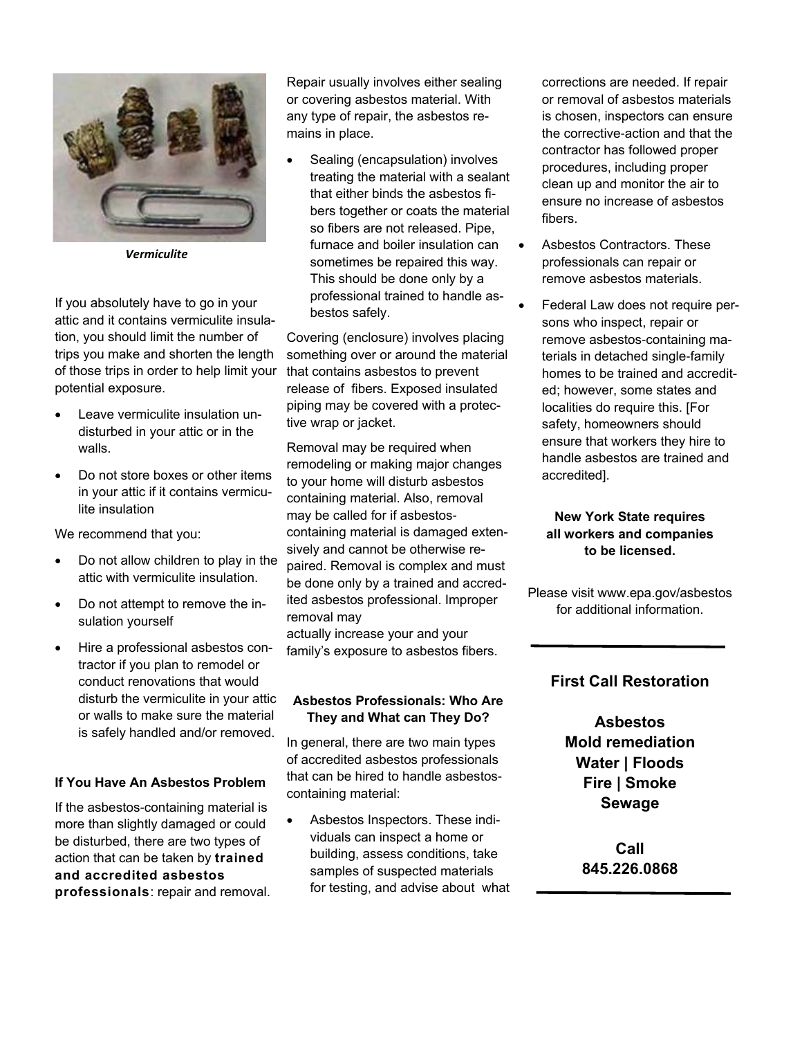*Vermiculite*

If you absolutely have to go in your attic and it contains vermiculite insulation, you should limit the number of trips you make and shorten the length of those trips in order to help limit your potential exposure.

- Leave vermiculite insulation undisturbed in your attic or in the walls.
- Do not store boxes or other items in your attic if it contains vermiculite insulation

We recommend that you:

- Do not allow children to play in the attic with vermiculite insulation.
- Do not attempt to remove the insulation yourself
- Hire a professional asbestos contractor if you plan to remodel or conduct renovations that would disturb the vermiculite in your attic or walls to make sure the material is safely handled and/or removed.

#### If You Have An Asbestos Problem

If the asbestos-containing material is more than slightly damaged or could be disturbed, there are two types of action that can be taken by **trained and accredited asbestos professionals**: repair and removal.

Repair usually involves either sealing or covering asbestos material. With any type of repair, the asbestos remains in place.

- Sealing (encapsulation) involves treating the material with a sealant that either binds the asbestos fibers together or coats the material so fibers are not released. Pipe, furnace and boiler insulation can sometimes be repaired this way. This should be done only by a professional trained to handle asbestos safely.

Covering (enclosure) involves placing something over or around the material that contains asbestos to prevent release of fibers. Exposed insulated piping may be covered with a protective wrap or jacket.

Removal may be required when remodeling or making major changes to your home will disturb asbestos containing material. Also, removal may be called for if asbestos-containing material is damaged extensively and cannot be otherwise repaired. Removal is complex and must be done only by a trained and accredited asbestos professional. Improper removal may actually increase your and your family's exposure to asbestos fibers.

#### Asbestos Professionals: Who Are They and What can They Do?

In general, there are two main types of accredited asbestos professionals that can be hired to handle asbestos-containing material:

- Asbestos Inspectors. These individuals can inspect a home or building, assess conditions, take samples of suspected materials for testing, and advise about what corrections are needed. If repair or removal of asbestos materials is chosen, inspectors can ensure the corrective-action and that the contractor has followed proper procedures, including proper clean up and monitor the air to ensure no increase of asbestos fibers.
- Asbestos Contractors. These professionals can repair or remove asbestos materials.
- Federal Law does not require persons who inspect, repair or remove asbestos-containing materials in detached single-family homes to be trained and accredited; however, some states and localities do require this. [For safety, homeowners should ensure that workers they hire to handle asbestos are trained and accredited].

**New York State requires all workers and companies to be licensed.**

Please visit www.epa.gov/asbestos for additional information.

---

### First Call Restoration

**Asbestos**
**Mold remediation**
**Water | Floods**
**Fire | Smoke**
**Sewage**

**Call**
**845.226.0868**

---